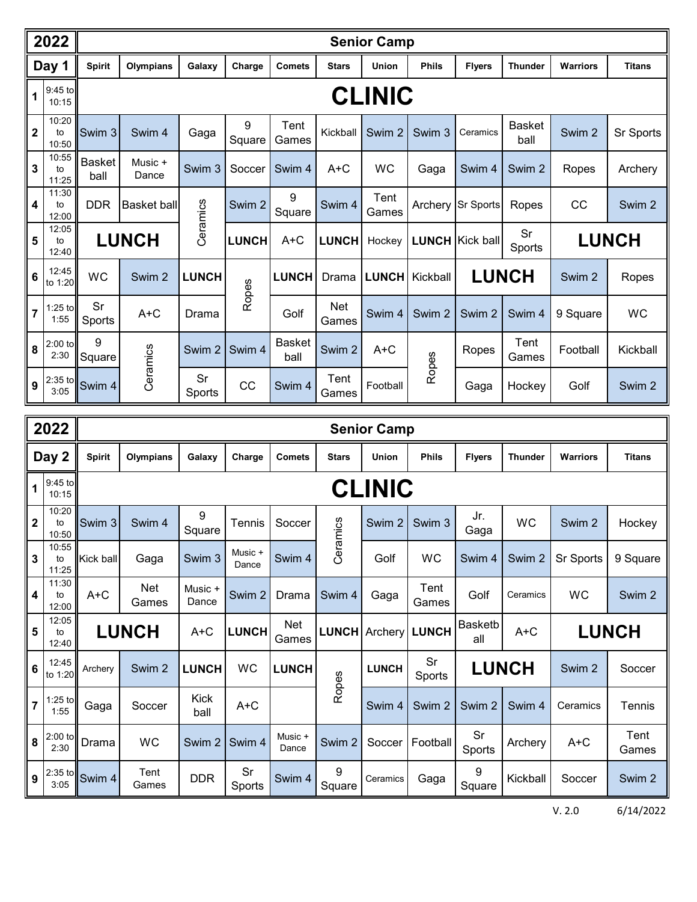## 2022 Senior Camp — Day 1

| # | Time | Spirit | Olympians | Galaxy | Charge | Comets | Stars | Union | Phils | Flyers | Thunder | Warriors | Titans |
|---|---|---|---|---|---|---|---|---|---|---|---|---|---|
| 1 | 9:45 to 10:15 | CLINIC | | | | | | | | | | | |
| 2 | 10:20 to 10:50 | Swim 3 | Swim 4 | Gaga | 9 Square | Tent Games | Kickball | Swim 2 | Swim 3 | Ceramics | Basket ball | Swim 2 | Sr Sports |
| 3 | 10:55 to 11:25 | Basket ball | Music + Dance | Swim 3 | Soccer | Swim 4 | A+C | WC | Gaga | Swim 4 | Swim 2 | Ropes | Archery |
| 4 | 11:30 to 12:00 | DDR | Basket ball | Ceramics | Swim 2 | 9 Square | Swim 4 | Tent Games | Archery | Sr Sports | Ropes | CC | Swim 2 |
| 5 | 12:05 to 12:40 | LUNCH | LUNCH | Ceramics | LUNCH | A+C | LUNCH | Hockey | LUNCH | Kick ball | Sr Sports | LUNCH | LUNCH |
| 6 | 12:45 to 1:20 | WC | Swim 2 | LUNCH | Ropes | LUNCH | Drama | LUNCH | Kickball | LUNCH | LUNCH | Swim 2 | Ropes |
| 7 | 1:25 to 1:55 | Sr Sports | A+C | Drama | Ropes | Golf | Net Games | Swim 4 | Swim 2 | Swim 2 | Swim 4 | 9 Square | WC |
| 8 | 2:00 to 2:30 | 9 Square | Ceramics | Swim 2 | Swim 4 | Basket ball | Swim 2 | A+C | Ropes | Ropes | Tent Games | Football | Kickball |
| 9 | 2:35 to 3:05 | Swim 4 | Ceramics | Sr Sports | CC | Swim 4 | Tent Games | Football | Ropes | Gaga | Hockey | Golf | Swim 2 |

## 2022 Senior Camp — Day 2

| # | Time | Spirit | Olympians | Galaxy | Charge | Comets | Stars | Union | Phils | Flyers | Thunder | Warriors | Titans |
|---|---|---|---|---|---|---|---|---|---|---|---|---|---|
| 1 | 9:45 to 10:15 | CLINIC | | | | | | | | | | | |
| 2 | 10:20 to 10:50 | Swim 3 | Swim 4 | 9 Square | Tennis | Soccer | Ceramics | Swim 2 | Swim 3 | Jr. Gaga | WC | Swim 2 | Hockey |
| 3 | 10:55 to 11:25 | Kick ball | Gaga | Swim 3 | Music + Dance | Swim 4 | Ceramics | Golf | WC | Swim 4 | Swim 2 | Sr Sports | 9 Square |
| 4 | 11:30 to 12:00 | A+C | Net Games | Music + Dance | Swim 2 | Drama | Swim 4 | Gaga | Tent Games | Golf | Ceramics | WC | Swim 2 |
| 5 | 12:05 to 12:40 | LUNCH | LUNCH | A+C | LUNCH | Net Games | LUNCH | Archery | LUNCH | Basketb all | A+C | LUNCH | LUNCH |
| 6 | 12:45 to 1:20 | Archery | Swim 2 | LUNCH | WC | LUNCH | Ropes | LUNCH | Sr Sports | LUNCH | LUNCH | Swim 2 | Soccer |
| 7 | 1:25 to 1:55 | Gaga | Soccer | Kick ball | A+C | | Ropes | Swim 4 | Swim 2 | Swim 2 | Swim 4 | Ceramics | Tennis |
| 8 | 2:00 to 2:30 | Drama | WC | Swim 2 | Swim 4 | Music + Dance | Swim 2 | Soccer | Football | Sr Sports | Archery | A+C | Tent Games |
| 9 | 2:35 to 3:05 | Swim 4 | Tent Games | DDR | Sr Sports | Swim 4 | 9 Square | Ceramics | Gaga | 9 Square | Kickball | Soccer | Swim 2 |

V. 2.0 6/14/2022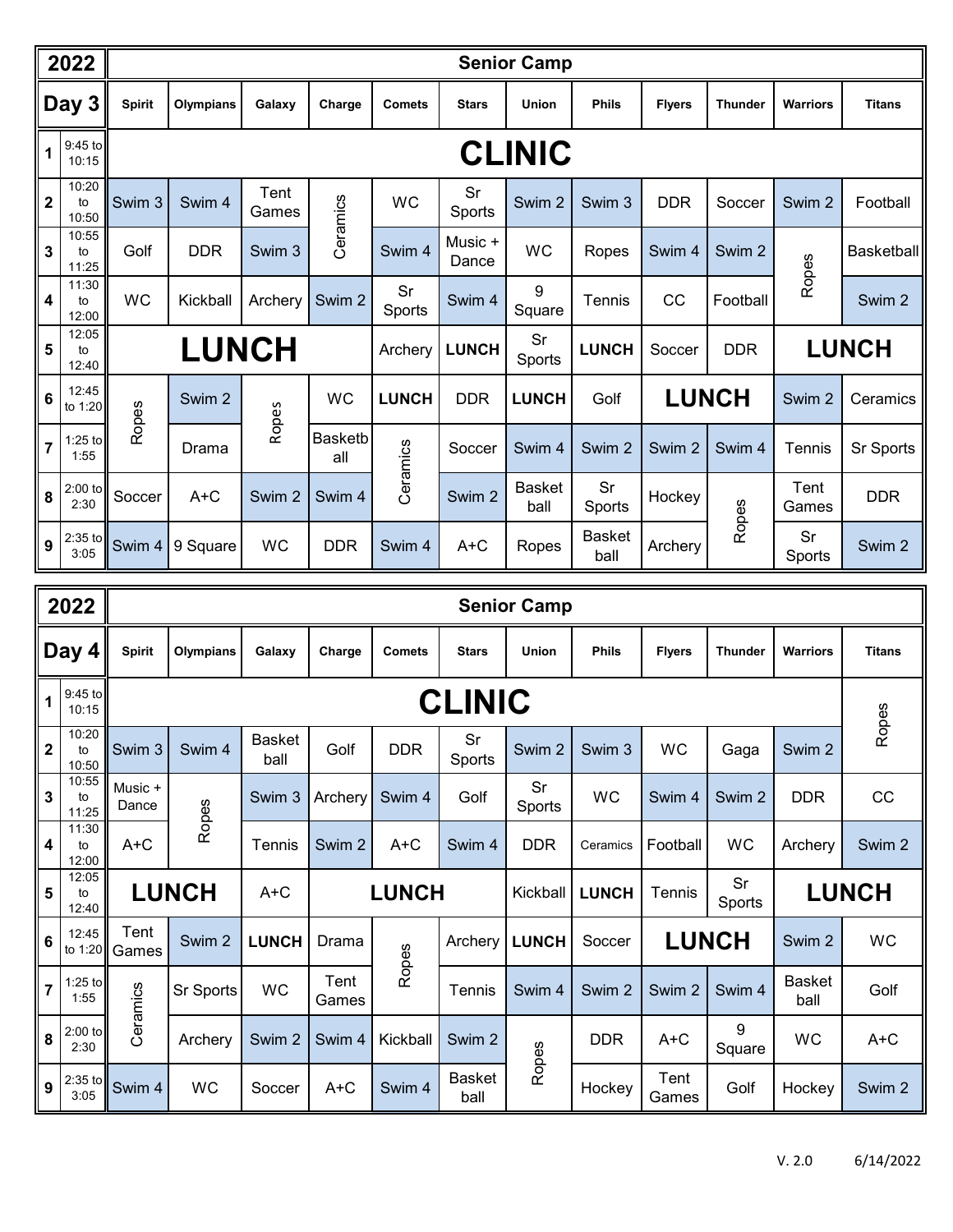| 2022 | | Senior Camp | | | | | | | | | | | |
|---|---|---|---|---|---|---|---|---|---|---|---|---|---|
| **Day 3** | | Spirit | Olympians | Galaxy | Charge | Comets | Stars | Union | Phils | Flyers | Thunder | Warriors | Titans |
| 1 | 9:45 to 10:15 | CLINIC | | | | | | | | | | | |
| 2 | 10:20 to 10:50 | Swim 3 | Swim 4 | Tent Games | Ceramics | WC | Sr Sports | Swim 2 | Swim 3 | DDR | Soccer | Swim 2 | Football |
| 3 | 10:55 to 11:25 | Golf | DDR | Swim 3 | Ceramics | Swim 4 | Music + Dance | WC | Ropes | Swim 4 | Swim 2 | Ropes | Basketball |
| 4 | 11:30 to 12:00 | WC | Kickball | Archery | Swim 2 | Sr Sports | Swim 4 | 9 Square | Tennis | CC | Football | Ropes | Swim 2 |
| 5 | 12:05 to 12:40 | LUNCH | LUNCH | LUNCH | LUNCH | Archery | LUNCH | Sr Sports | LUNCH | Soccer | DDR | LUNCH | LUNCH |
| 6 | 12:45 to 1:20 | Ropes | Swim 2 | Ropes | WC | LUNCH | DDR | LUNCH | Golf | LUNCH | LUNCH | Swim 2 | Ceramics |
| 7 | 1:25 to 1:55 | Ropes | Drama | Ropes | Basketball | Ceramics | Soccer | Swim 4 | Swim 2 | Swim 2 | Swim 4 | Tennis | Sr Sports |
| 8 | 2:00 to 2:30 | Soccer | A+C | Swim 2 | Swim 4 | Ceramics | Swim 2 | Basket ball | Sr Sports | Hockey | Ropes | Tent Games | DDR |
| 9 | 2:35 to 3:05 | Swim 4 | 9 Square | WC | DDR | Swim 4 | A+C | Ropes | Basket ball | Archery | Ropes | Sr Sports | Swim 2 |

| 2022 | | Senior Camp | | | | | | | | | | | |
|---|---|---|---|---|---|---|---|---|---|---|---|---|---|
| **Day 4** | | Spirit | Olympians | Galaxy | Charge | Comets | Stars | Union | Phils | Flyers | Thunder | Warriors | Titans |
| 1 | 9:45 to 10:15 | CLINIC | | | | | | | | | | | Ropes |
| 2 | 10:20 to 10:50 | Swim 3 | Swim 4 | Basket ball | Golf | DDR | Sr Sports | Swim 2 | Swim 3 | WC | Gaga | Swim 2 | Ropes |
| 3 | 10:55 to 11:25 | Music + Dance | Ropes | Swim 3 | Archery | Swim 4 | Golf | Sr Sports | WC | Swim 4 | Swim 2 | DDR | CC |
| 4 | 11:30 to 12:00 | A+C | Ropes | Tennis | Swim 2 | A+C | Swim 4 | DDR | Ceramics | Football | WC | Archery | Swim 2 |
| 5 | 12:05 to 12:40 | LUNCH | LUNCH | A+C | LUNCH | LUNCH | LUNCH | Kickball | LUNCH | Tennis | Sr Sports | LUNCH | LUNCH |
| 6 | 12:45 to 1:20 | Tent Games | Swim 2 | LUNCH | Drama | Ropes | Archery | LUNCH | Soccer | LUNCH | LUNCH | Swim 2 | WC |
| 7 | 1:25 to 1:55 | Ceramics | Sr Sports | WC | Tent Games | Ropes | Tennis | Swim 4 | Swim 2 | Swim 2 | Swim 4 | Basket ball | Golf |
| 8 | 2:00 to 2:30 | Ceramics | Archery | Swim 2 | Swim 4 | Kickball | Swim 2 | Ropes | DDR | A+C | 9 Square | WC | A+C |
| 9 | 2:35 to 3:05 | Swim 4 | WC | Soccer | A+C | Swim 4 | Basket ball | Ropes | Hockey | Tent Games | Golf | Hockey | Swim 2 |

V. 2.0 6/14/2022